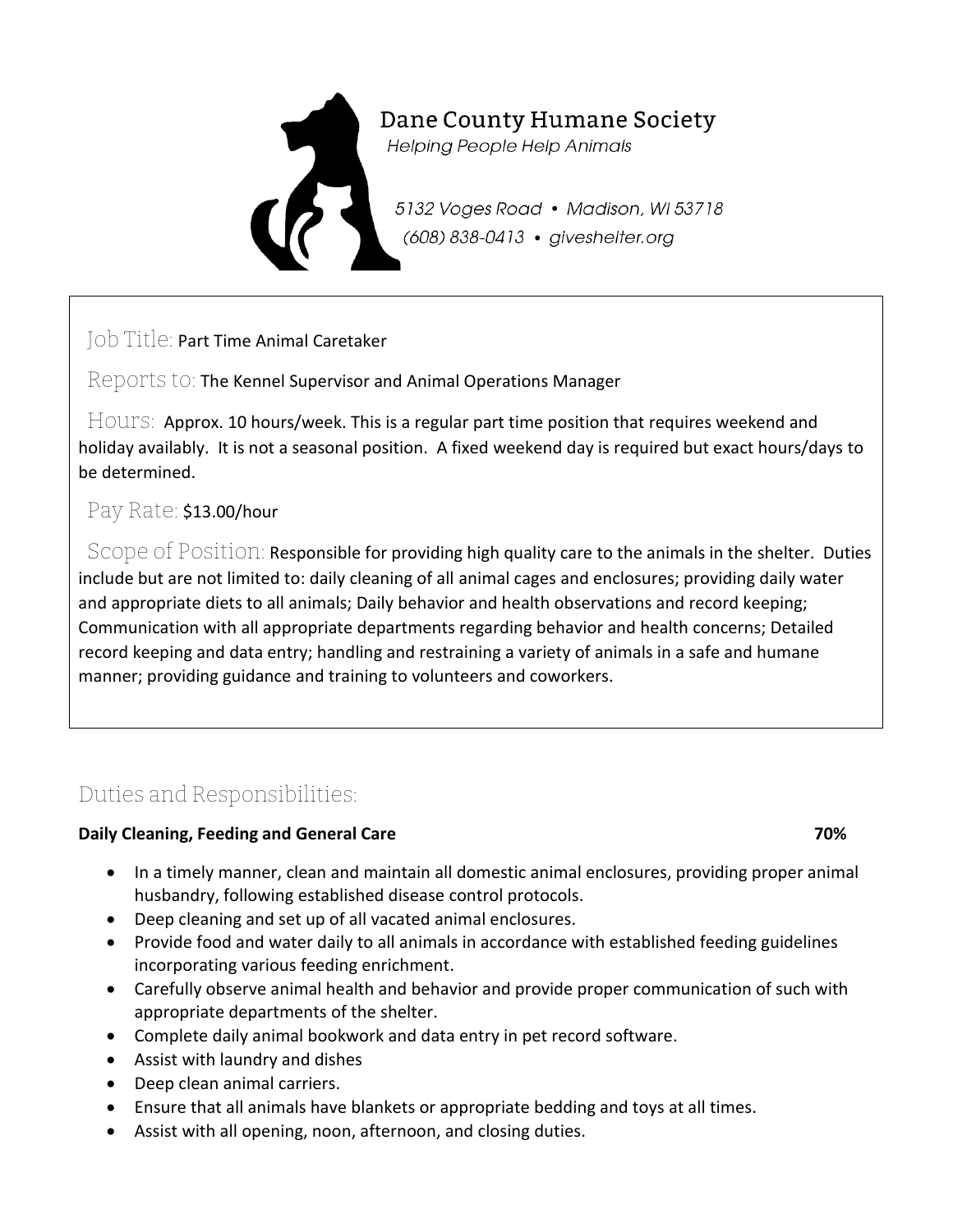# Dane County Humane Society

*Helping People Help Animals*

*5132 Voges Road • Madison, WI 53718*
*(608) 838-0413 • giveshelter.org*

Job Title: Part Time Animal Caretaker

Reports to: The Kennel Supervisor and Animal Operations Manager

Hours: Approx. 10 hours/week. This is a regular part time position that requires weekend and holiday availably. It is not a seasonal position. A fixed weekend day is required but exact hours/days to be determined.

Pay Rate: $13.00/hour

Scope of Position: Responsible for providing high quality care to the animals in the shelter. Duties include but are not limited to: daily cleaning of all animal cages and enclosures; providing daily water and appropriate diets to all animals; Daily behavior and health observations and record keeping; Communication with all appropriate departments regarding behavior and health concerns; Detailed record keeping and data entry; handling and restraining a variety of animals in a safe and humane manner; providing guidance and training to volunteers and coworkers.

## Duties and Responsibilities:

**Daily Cleaning, Feeding and General Care** **70%**

- In a timely manner, clean and maintain all domestic animal enclosures, providing proper animal husbandry, following established disease control protocols.
- Deep cleaning and set up of all vacated animal enclosures.
- Provide food and water daily to all animals in accordance with established feeding guidelines incorporating various feeding enrichment.
- Carefully observe animal health and behavior and provide proper communication of such with appropriate departments of the shelter.
- Complete daily animal bookwork and data entry in pet record software.
- Assist with laundry and dishes
- Deep clean animal carriers.
- Ensure that all animals have blankets or appropriate bedding and toys at all times.
- Assist with all opening, noon, afternoon, and closing duties.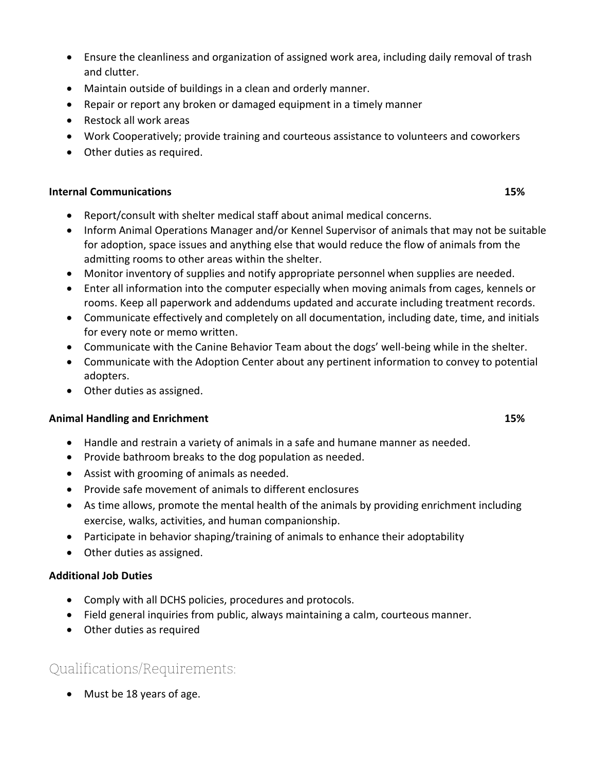- Ensure the cleanliness and organization of assigned work area, including daily removal of trash and clutter.
- Maintain outside of buildings in a clean and orderly manner.
- Repair or report any broken or damaged equipment in a timely manner
- Restock all work areas
- Work Cooperatively; provide training and courteous assistance to volunteers and coworkers
- Other duties as required.

**Internal Communications** **15%**

- Report/consult with shelter medical staff about animal medical concerns.
- Inform Animal Operations Manager and/or Kennel Supervisor of animals that may not be suitable for adoption, space issues and anything else that would reduce the flow of animals from the admitting rooms to other areas within the shelter.
- Monitor inventory of supplies and notify appropriate personnel when supplies are needed.
- Enter all information into the computer especially when moving animals from cages, kennels or rooms. Keep all paperwork and addendums updated and accurate including treatment records.
- Communicate effectively and completely on all documentation, including date, time, and initials for every note or memo written.
- Communicate with the Canine Behavior Team about the dogs' well-being while in the shelter.
- Communicate with the Adoption Center about any pertinent information to convey to potential adopters.
- Other duties as assigned.

**Animal Handling and Enrichment** **15%**

- Handle and restrain a variety of animals in a safe and humane manner as needed.
- Provide bathroom breaks to the dog population as needed.
- Assist with grooming of animals as needed.
- Provide safe movement of animals to different enclosures
- As time allows, promote the mental health of the animals by providing enrichment including exercise, walks, activities, and human companionship.
- Participate in behavior shaping/training of animals to enhance their adoptability
- Other duties as assigned.

**Additional Job Duties**

- Comply with all DCHS policies, procedures and protocols.
- Field general inquiries from public, always maintaining a calm, courteous manner.
- Other duties as required

## Qualifications/Requirements:

- Must be 18 years of age.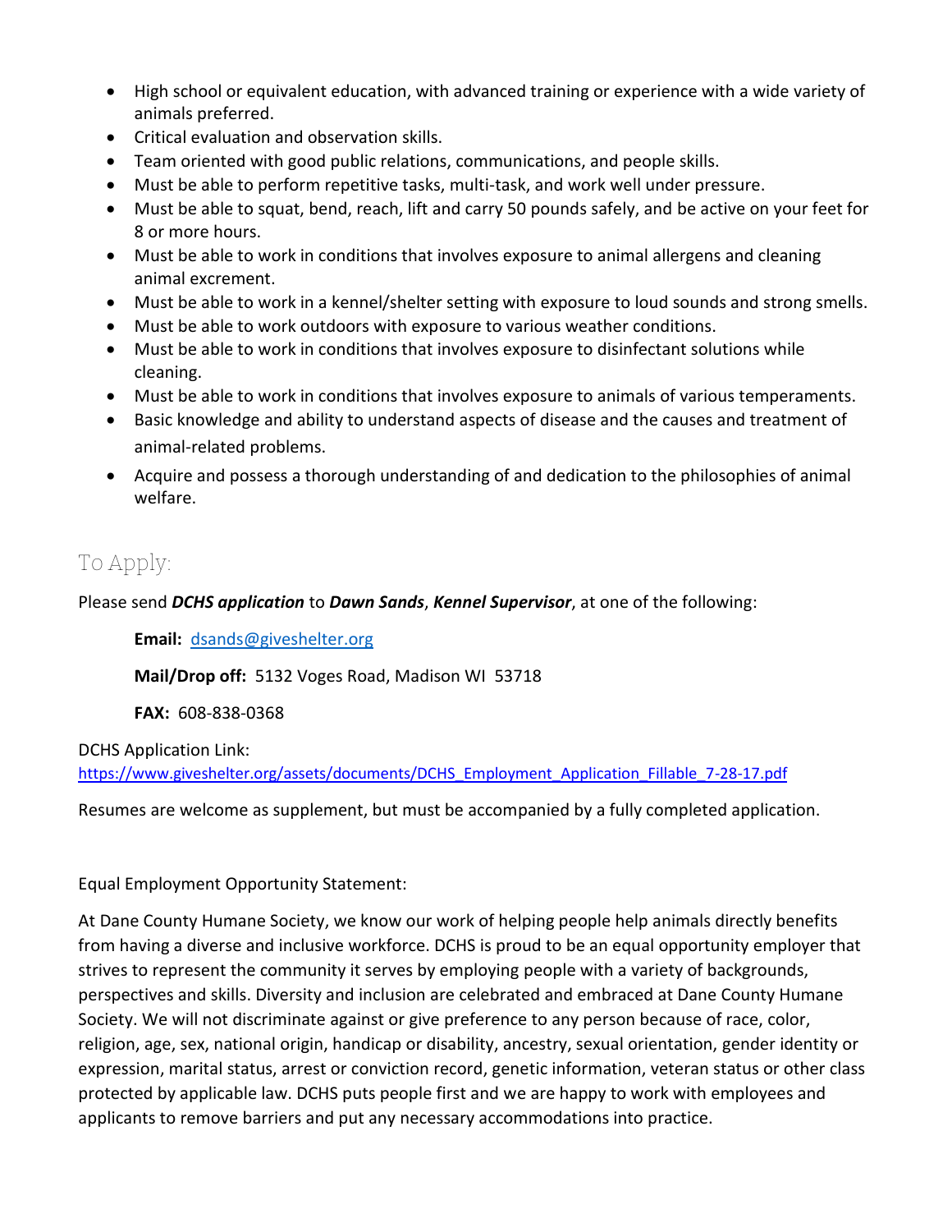- High school or equivalent education, with advanced training or experience with a wide variety of animals preferred.
- Critical evaluation and observation skills.
- Team oriented with good public relations, communications, and people skills.
- Must be able to perform repetitive tasks, multi-task, and work well under pressure.
- Must be able to squat, bend, reach, lift and carry 50 pounds safely, and be active on your feet for 8 or more hours.
- Must be able to work in conditions that involves exposure to animal allergens and cleaning animal excrement.
- Must be able to work in a kennel/shelter setting with exposure to loud sounds and strong smells.
- Must be able to work outdoors with exposure to various weather conditions.
- Must be able to work in conditions that involves exposure to disinfectant solutions while cleaning.
- Must be able to work in conditions that involves exposure to animals of various temperaments.
- Basic knowledge and ability to understand aspects of disease and the causes and treatment of animal-related problems.
- Acquire and possess a thorough understanding of and dedication to the philosophies of animal welfare.

## To Apply:

Please send ***DCHS application*** to ***Dawn Sands***, ***Kennel Supervisor***, at one of the following:

**Email:** dsands@giveshelter.org

**Mail/Drop off:** 5132 Voges Road, Madison WI 53718

**FAX:** 608-838-0368

DCHS Application Link:
https://www.giveshelter.org/assets/documents/DCHS_Employment_Application_Fillable_7-28-17.pdf

Resumes are welcome as supplement, but must be accompanied by a fully completed application.

Equal Employment Opportunity Statement:

At Dane County Humane Society, we know our work of helping people help animals directly benefits from having a diverse and inclusive workforce. DCHS is proud to be an equal opportunity employer that strives to represent the community it serves by employing people with a variety of backgrounds, perspectives and skills. Diversity and inclusion are celebrated and embraced at Dane County Humane Society. We will not discriminate against or give preference to any person because of race, color, religion, age, sex, national origin, handicap or disability, ancestry, sexual orientation, gender identity or expression, marital status, arrest or conviction record, genetic information, veteran status or other class protected by applicable law. DCHS puts people first and we are happy to work with employees and applicants to remove barriers and put any necessary accommodations into practice.